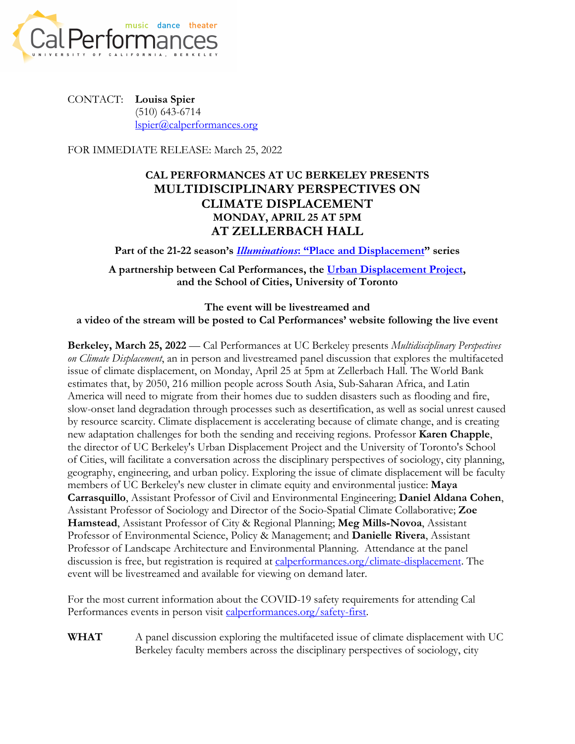Cal Performances

music dance theater

UNIVERSITY OF CALIFORNIA, BERKELEY

CONTACT: **Louisa Spier**
(510) 643-6714
lspier@calperformances.org

FOR IMMEDIATE RELEASE: March 25, 2022

# CAL PERFORMANCES AT UC BERKELEY PRESENTS MULTIDISCIPLINARY PERSPECTIVES ON CLIMATE DISPLACEMENT MONDAY, APRIL 25 AT 5PM AT ZELLERBACH HALL

**Part of the 21-22 season's *Illuminations*: "Place and Displacement" series**

**A partnership between Cal Performances, the Urban Displacement Project, and the School of Cities, University of Toronto**

**The event will be livestreamed and a video of the stream will be posted to Cal Performances' website following the live event**

**Berkeley, March 25, 2022** — Cal Performances at UC Berkeley presents *Multidisciplinary Perspectives on Climate Displacement*, an in person and livestreamed panel discussion that explores the multifaceted issue of climate displacement, on Monday, April 25 at 5pm at Zellerbach Hall. The World Bank estimates that, by 2050, 216 million people across South Asia, Sub-Saharan Africa, and Latin America will need to migrate from their homes due to sudden disasters such as flooding and fire, slow-onset land degradation through processes such as desertification, as well as social unrest caused by resource scarcity. Climate displacement is accelerating because of climate change, and is creating new adaptation challenges for both the sending and receiving regions. Professor **Karen Chapple**, the director of UC Berkeley's Urban Displacement Project and the University of Toronto's School of Cities, will facilitate a conversation across the disciplinary perspectives of sociology, city planning, geography, engineering, and urban policy. Exploring the issue of climate displacement will be faculty members of UC Berkeley's new cluster in climate equity and environmental justice: **Maya Carrasquillo**, Assistant Professor of Civil and Environmental Engineering; **Daniel Aldana Cohen**, Assistant Professor of Sociology and Director of the Socio-Spatial Climate Collaborative; **Zoe Hamstead**, Assistant Professor of City & Regional Planning; **Meg Mills-Novoa**, Assistant Professor of Environmental Science, Policy & Management; and **Danielle Rivera**, Assistant Professor of Landscape Architecture and Environmental Planning. Attendance at the panel discussion is free, but registration is required at calperformances.org/climate-displacement. The event will be livestreamed and available for viewing on demand later.

For the most current information about the COVID-19 safety requirements for attending Cal Performances events in person visit calperformances.org/safety-first.

**WHAT** A panel discussion exploring the multifaceted issue of climate displacement with UC Berkeley faculty members across the disciplinary perspectives of sociology, city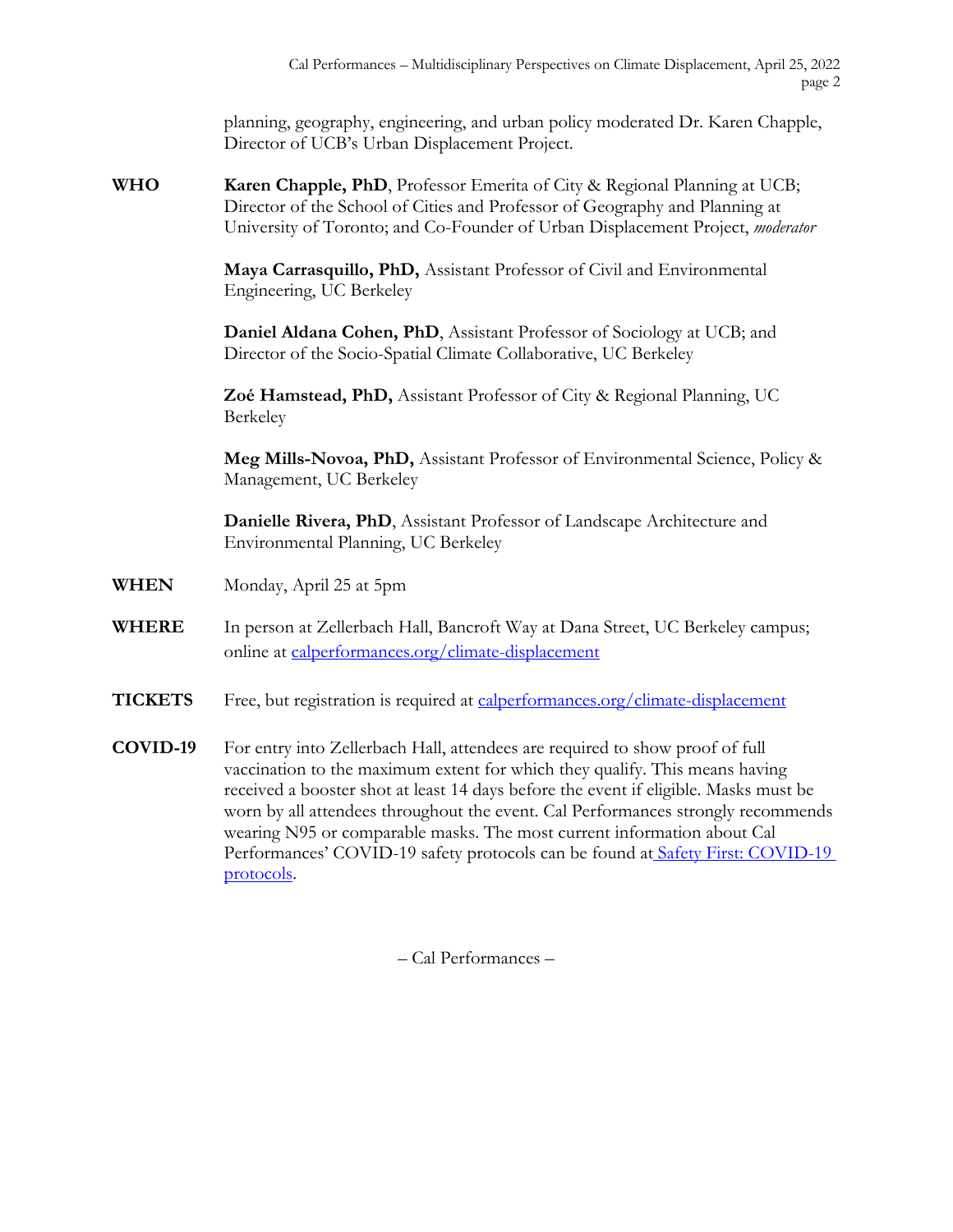planning, geography, engineering, and urban policy moderated Dr. Karen Chapple, Director of UCB's Urban Displacement Project.

**WHO** **Karen Chapple, PhD**, Professor Emerita of City & Regional Planning at UCB; Director of the School of Cities and Professor of Geography and Planning at University of Toronto; and Co-Founder of Urban Displacement Project, *moderator*

**Maya Carrasquillo, PhD,** Assistant Professor of Civil and Environmental Engineering, UC Berkeley

**Daniel Aldana Cohen, PhD**, Assistant Professor of Sociology at UCB; and Director of the Socio-Spatial Climate Collaborative, UC Berkeley

**Zoé Hamstead, PhD,** Assistant Professor of City & Regional Planning, UC Berkeley

**Meg Mills-Novoa, PhD,** Assistant Professor of Environmental Science, Policy & Management, UC Berkeley

**Danielle Rivera, PhD**, Assistant Professor of Landscape Architecture and Environmental Planning, UC Berkeley

**WHEN** Monday, April 25 at 5pm

**WHERE** In person at Zellerbach Hall, Bancroft Way at Dana Street, UC Berkeley campus; online at calperformances.org/climate-displacement

**TICKETS** Free, but registration is required at calperformances.org/climate-displacement

**COVID-19** For entry into Zellerbach Hall, attendees are required to show proof of full vaccination to the maximum extent for which they qualify. This means having received a booster shot at least 14 days before the event if eligible. Masks must be worn by all attendees throughout the event. Cal Performances strongly recommends wearing N95 or comparable masks. The most current information about Cal Performances' COVID-19 safety protocols can be found at Safety First: COVID-19 protocols.

– Cal Performances –